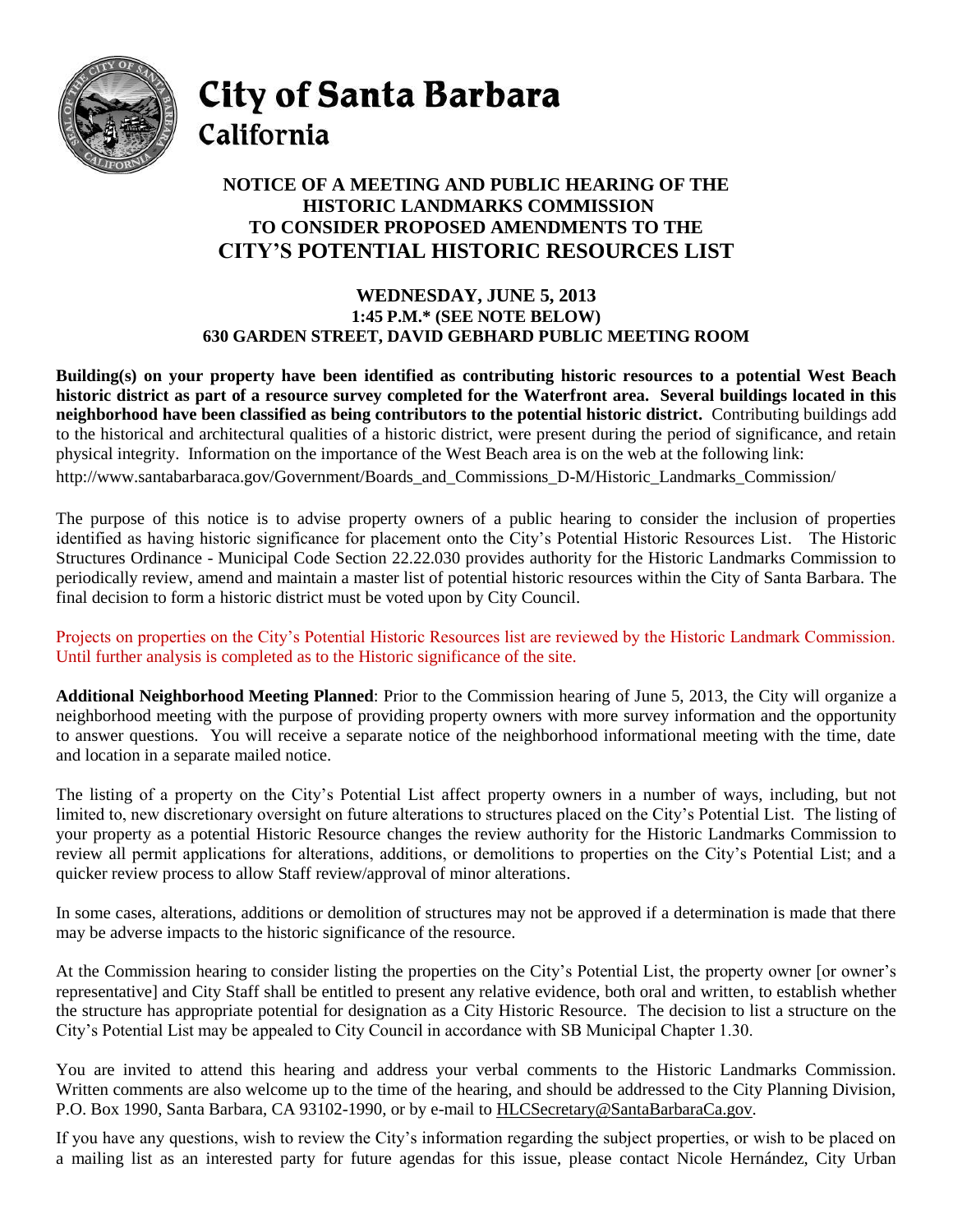# City of Santa Barbara
## California

### NOTICE OF A MEETING AND PUBLIC HEARING OF THE HISTORIC LANDMARKS COMMISSION TO CONSIDER PROPOSED AMENDMENTS TO THE
## CITY'S POTENTIAL HISTORIC RESOURCES LIST

**WEDNESDAY, JUNE 5, 2013**
**1:45 P.M.* (SEE NOTE BELOW)**
**630 GARDEN STREET, DAVID GEBHARD PUBLIC MEETING ROOM**

**Building(s) on your property have been identified as contributing historic resources to a potential West Beach historic district as part of a resource survey completed for the Waterfront area. Several buildings located in this neighborhood have been classified as being contributors to the potential historic district.** Contributing buildings add to the historical and architectural qualities of a historic district, were present during the period of significance, and retain physical integrity. Information on the importance of the West Beach area is on the web at the following link:
http://www.santabarbaraca.gov/Government/Boards_and_Commissions_D-M/Historic_Landmarks_Commission/

The purpose of this notice is to advise property owners of a public hearing to consider the inclusion of properties identified as having historic significance for placement onto the City's Potential Historic Resources List. The Historic Structures Ordinance - Municipal Code Section 22.22.030 provides authority for the Historic Landmarks Commission to periodically review, amend and maintain a master list of potential historic resources within the City of Santa Barbara. The final decision to form a historic district must be voted upon by City Council.

Projects on properties on the City's Potential Historic Resources list are reviewed by the Historic Landmark Commission. Until further analysis is completed as to the Historic significance of the site.

**Additional Neighborhood Meeting Planned**: Prior to the Commission hearing of June 5, 2013, the City will organize a neighborhood meeting with the purpose of providing property owners with more survey information and the opportunity to answer questions. You will receive a separate notice of the neighborhood informational meeting with the time, date and location in a separate mailed notice.

The listing of a property on the City's Potential List affect property owners in a number of ways, including, but not limited to, new discretionary oversight on future alterations to structures placed on the City's Potential List. The listing of your property as a potential Historic Resource changes the review authority for the Historic Landmarks Commission to review all permit applications for alterations, additions, or demolitions to properties on the City's Potential List; and a quicker review process to allow Staff review/approval of minor alterations.

In some cases, alterations, additions or demolition of structures may not be approved if a determination is made that there may be adverse impacts to the historic significance of the resource.

At the Commission hearing to consider listing the properties on the City's Potential List, the property owner [or owner's representative] and City Staff shall be entitled to present any relative evidence, both oral and written, to establish whether the structure has appropriate potential for designation as a City Historic Resource. The decision to list a structure on the City's Potential List may be appealed to City Council in accordance with SB Municipal Chapter 1.30.

You are invited to attend this hearing and address your verbal comments to the Historic Landmarks Commission. Written comments are also welcome up to the time of the hearing, and should be addressed to the City Planning Division, P.O. Box 1990, Santa Barbara, CA 93102-1990, or by e-mail to HLCSecretary@SantaBarbaraCa.gov.

If you have any questions, wish to review the City's information regarding the subject properties, or wish to be placed on a mailing list as an interested party for future agendas for this issue, please contact Nicole Hernández, City Urban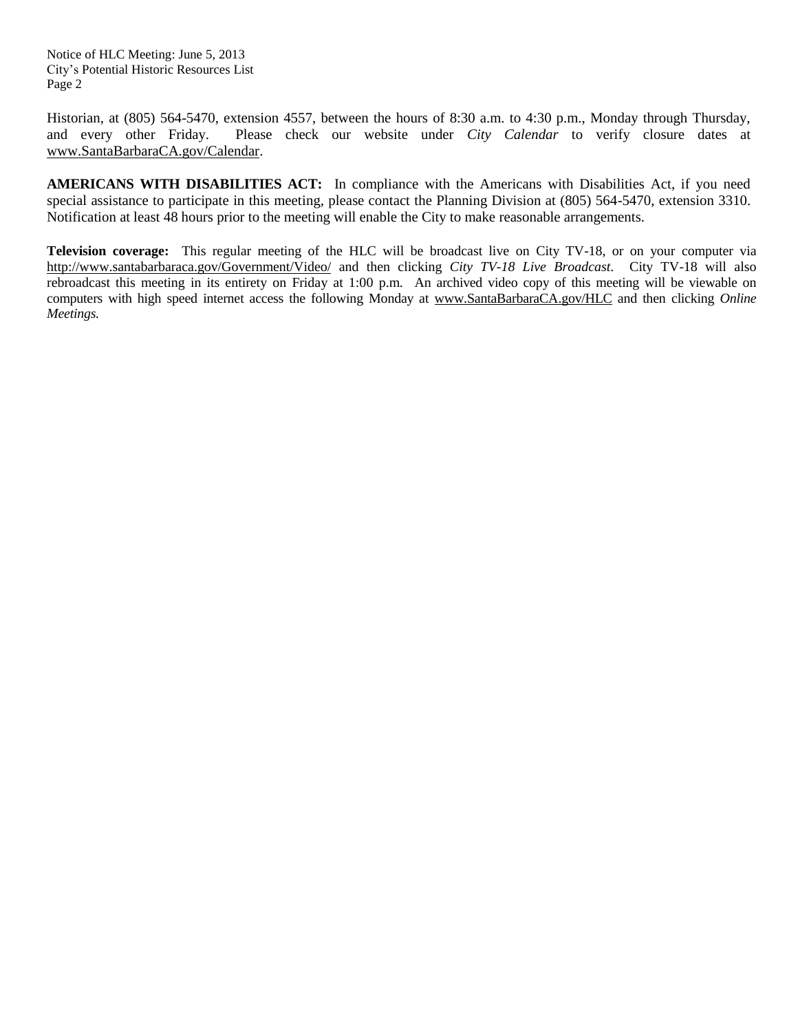Historian, at (805) 564-5470, extension 4557, between the hours of 8:30 a.m. to 4:30 p.m., Monday through Thursday, and every other Friday. Please check our website under *City Calendar* to verify closure dates at www.SantaBarbaraCA.gov/Calendar.

**AMERICANS WITH DISABILITIES ACT:** In compliance with the Americans with Disabilities Act, if you need special assistance to participate in this meeting, please contact the Planning Division at (805) 564-5470, extension 3310. Notification at least 48 hours prior to the meeting will enable the City to make reasonable arrangements.

**Television coverage:** This regular meeting of the HLC will be broadcast live on City TV-18, or on your computer via http://www.santabarbaraca.gov/Government/Video/ and then clicking *City TV-18 Live Broadcast*. City TV-18 will also rebroadcast this meeting in its entirety on Friday at 1:00 p.m. An archived video copy of this meeting will be viewable on computers with high speed internet access the following Monday at www.SantaBarbaraCA.gov/HLC and then clicking *Online Meetings.*